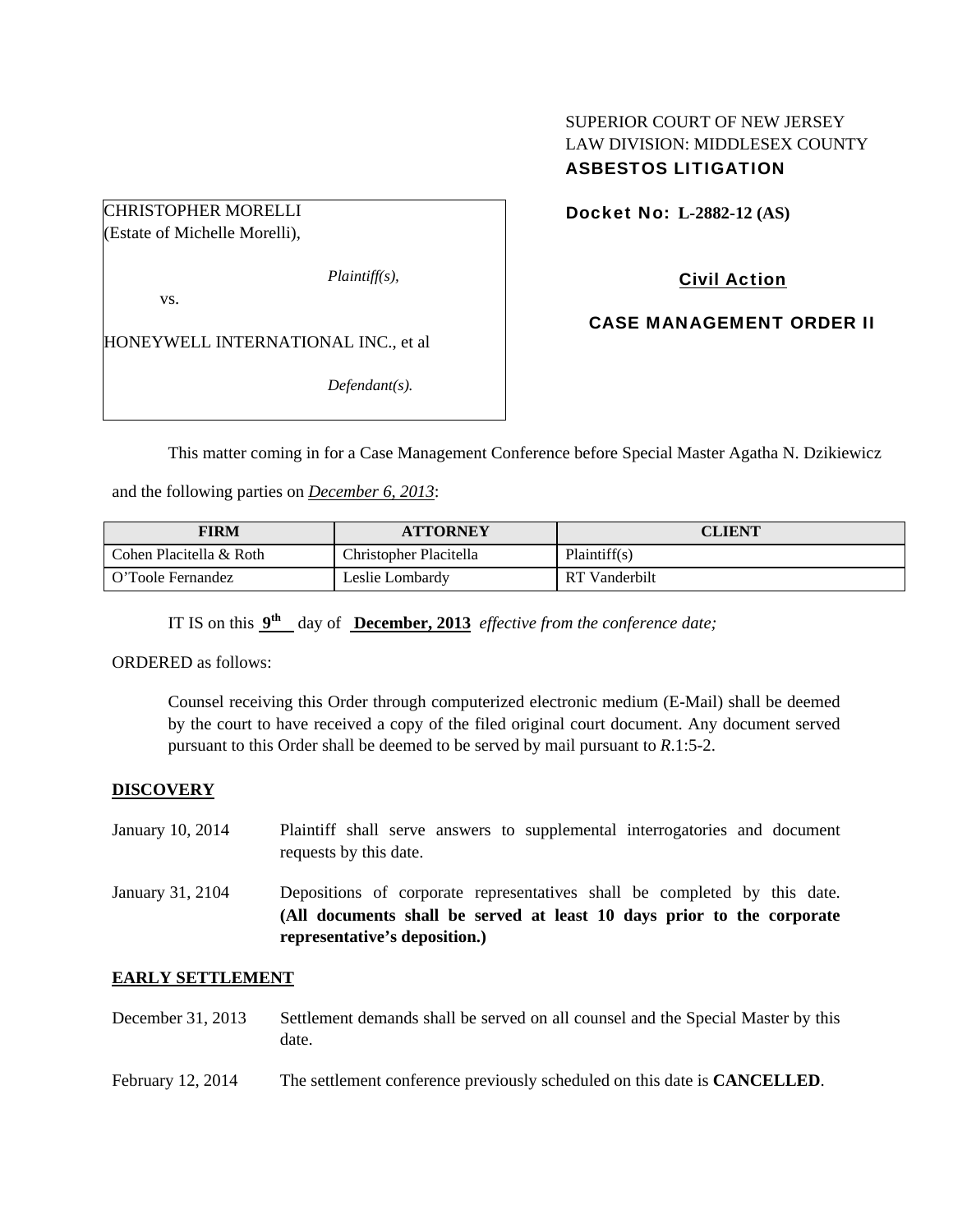SUPERIOR COURT OF NEW JERSEY
LAW DIVISION: MIDDLESEX COUNTY
**ASBESTOS LITIGATION**

CHRISTOPHER MORELLI
(Estate of Michelle Morelli),

*Plaintiff(s),*

vs.

HONEYWELL INTERNATIONAL INC., et al

*Defendant(s).*

**Docket No: L-2882-12 (AS)**

**Civil Action**

**CASE MANAGEMENT ORDER II**

This matter coming in for a Case Management Conference before Special Master Agatha N. Dzikiewicz and the following parties on *December 6, 2013*:

| FIRM | ATTORNEY | CLIENT |
|---|---|---|
| Cohen Placitella & Roth | Christopher Placitella | Plaintiff(s) |
| O'Toole Fernandez | Leslie Lombardy | RT Vanderbilt |

IT IS on this **9th** day of **December, 2013** *effective from the conference date;*

ORDERED as follows:

Counsel receiving this Order through computerized electronic medium (E-Mail) shall be deemed by the court to have received a copy of the filed original court document. Any document served pursuant to this Order shall be deemed to be served by mail pursuant to *R*.1:5-2.

**DISCOVERY**

January 10, 2014 — Plaintiff shall serve answers to supplemental interrogatories and document requests by this date.

January 31, 2104 — Depositions of corporate representatives shall be completed by this date. **(All documents shall be served at least 10 days prior to the corporate representative's deposition.)**

**EARLY SETTLEMENT**

December 31, 2013 — Settlement demands shall be served on all counsel and the Special Master by this date.

February 12, 2014 — The settlement conference previously scheduled on this date is **CANCELLED**.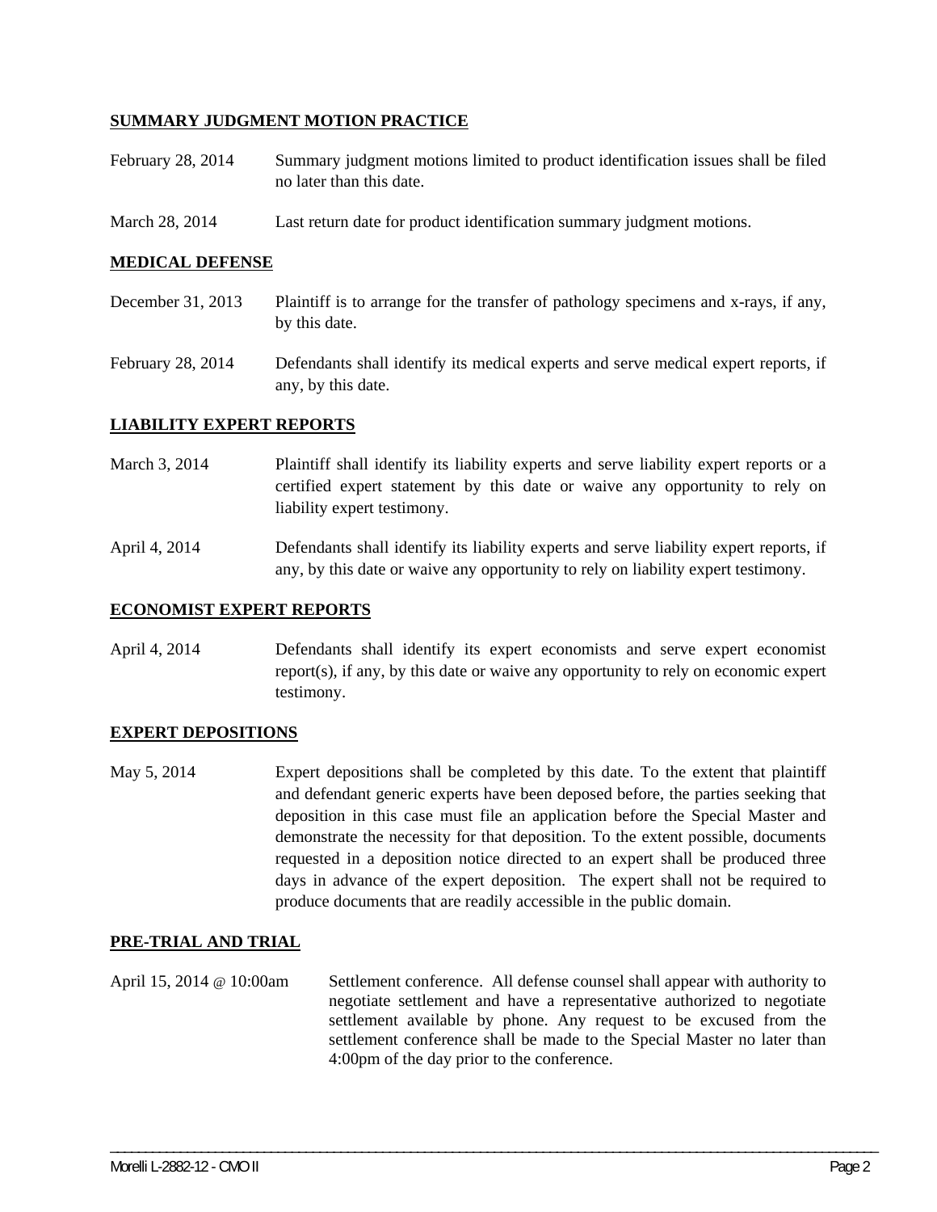**SUMMARY JUDGMENT MOTION PRACTICE**

| | |
|---|---|
| February 28, 2014 | Summary judgment motions limited to product identification issues shall be filed no later than this date. |
| March 28, 2014 | Last return date for product identification summary judgment motions. |

**MEDICAL DEFENSE**

| | |
|---|---|
| December 31, 2013 | Plaintiff is to arrange for the transfer of pathology specimens and x-rays, if any, by this date. |
| February 28, 2014 | Defendants shall identify its medical experts and serve medical expert reports, if any, by this date. |

**LIABILITY EXPERT REPORTS**

| | |
|---|---|
| March 3, 2014 | Plaintiff shall identify its liability experts and serve liability expert reports or a certified expert statement by this date or waive any opportunity to rely on liability expert testimony. |
| April 4, 2014 | Defendants shall identify its liability experts and serve liability expert reports, if any, by this date or waive any opportunity to rely on liability expert testimony. |

**ECONOMIST EXPERT REPORTS**

| | |
|---|---|
| April 4, 2014 | Defendants shall identify its expert economists and serve expert economist report(s), if any, by this date or waive any opportunity to rely on economic expert testimony. |

**EXPERT DEPOSITIONS**

| | |
|---|---|
| May 5, 2014 | Expert depositions shall be completed by this date. To the extent that plaintiff and defendant generic experts have been deposed before, the parties seeking that deposition in this case must file an application before the Special Master and demonstrate the necessity for that deposition. To the extent possible, documents requested in a deposition notice directed to an expert shall be produced three days in advance of the expert deposition. The expert shall not be required to produce documents that are readily accessible in the public domain. |

**PRE-TRIAL AND TRIAL**

| | |
|---|---|
| April 15, 2014 @ 10:00am | Settlement conference. All defense counsel shall appear with authority to negotiate settlement and have a representative authorized to negotiate settlement available by phone. Any request to be excused from the settlement conference shall be made to the Special Master no later than 4:00pm of the day prior to the conference. |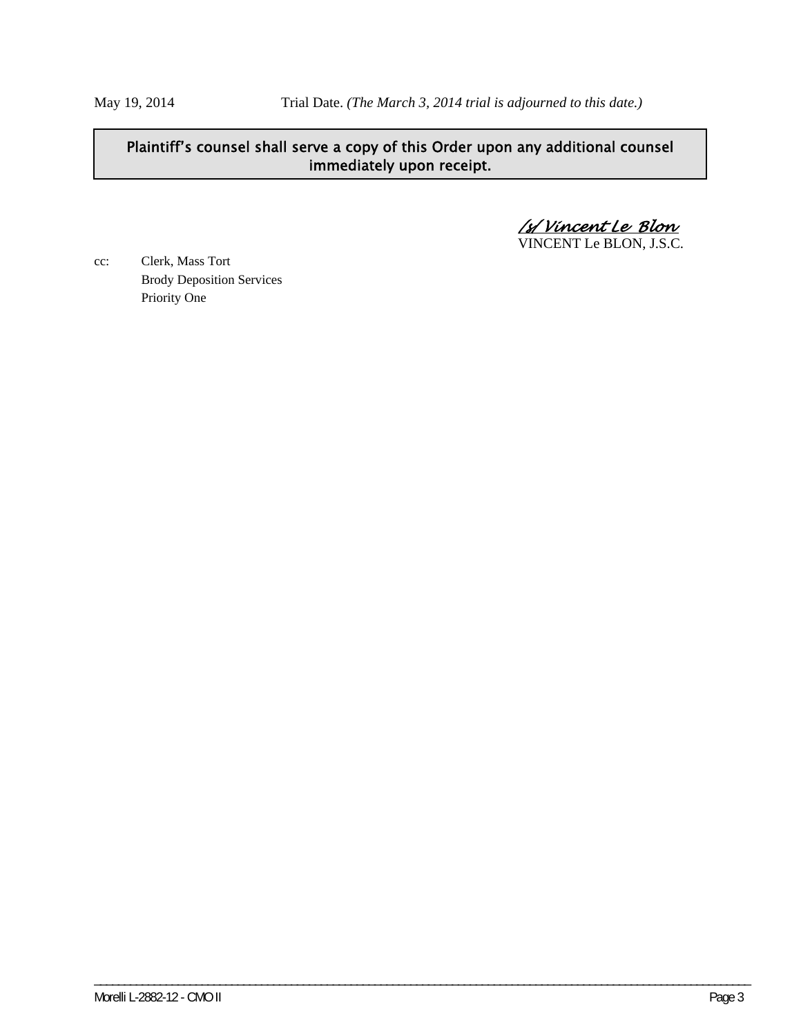May 19, 2014 Trial Date. *(The March 3, 2014 trial is adjourned to this date.)*

**Plaintiff's counsel shall serve a copy of this Order upon any additional counsel immediately upon receipt.**

*/s/ Vincent Le Blon*
VINCENT Le BLON, J.S.C.

cc: Clerk, Mass Tort
Brody Deposition Services
Priority One